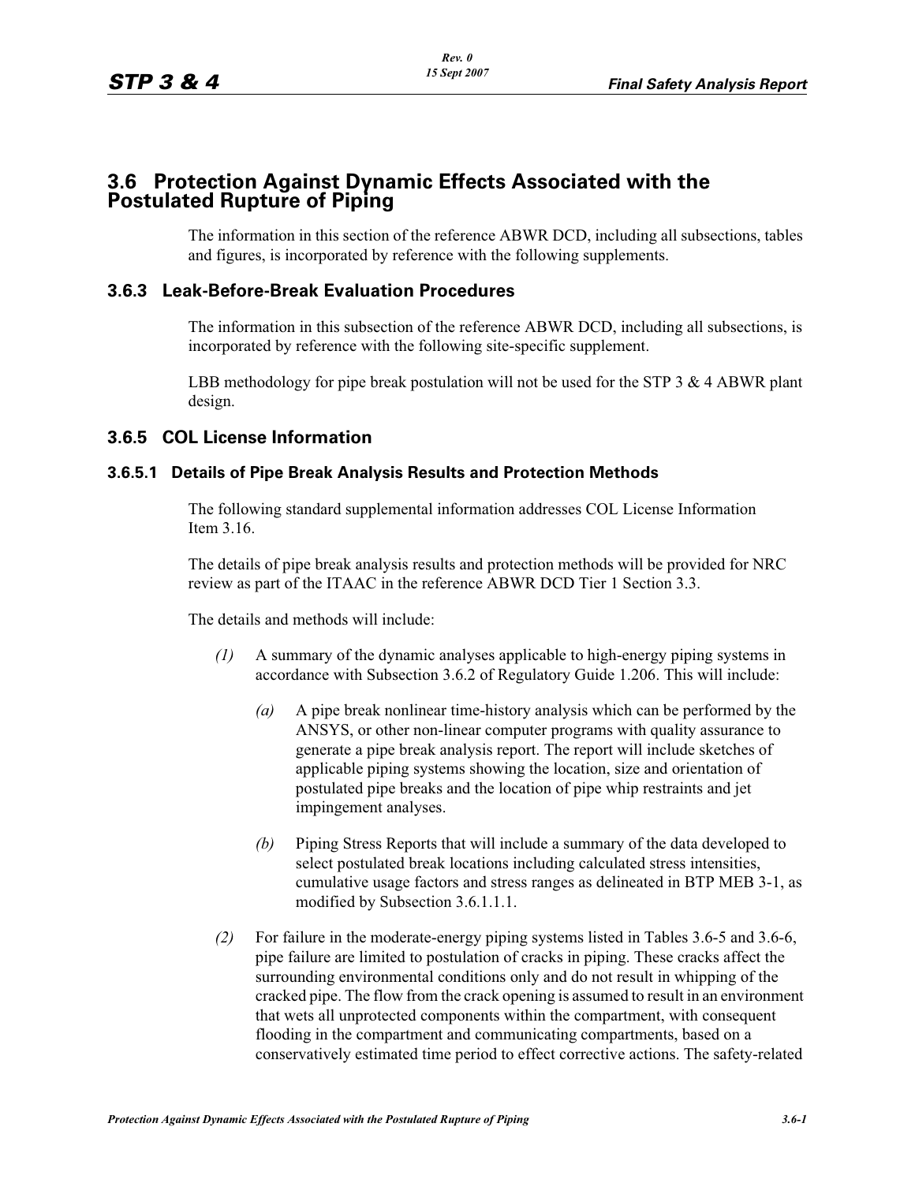# 3.6 Protection Against Dynamic Effects Associated with the Postulated Rupture of Piping

The information in this section of the reference ABWR DCD, including all subsections, tables and figures, is incorporated by reference with the following supplements.

## 3.6.3 Leak-Before-Break Evaluation Procedures

The information in this subsection of the reference ABWR DCD, including all subsections, is incorporated by reference with the following site-specific supplement.

LBB methodology for pipe break postulation will not be used for the STP 3 & 4 ABWR plant design.

## 3.6.5 COL License Information

### 3.6.5.1 Details of Pipe Break Analysis Results and Protection Methods

The following standard supplemental information addresses COL License Information Item 3.16.

The details of pipe break analysis results and protection methods will be provided for NRC review as part of the ITAAC in the reference ABWR DCD Tier 1 Section 3.3.

The details and methods will include:

*(1)* A summary of the dynamic analyses applicable to high-energy piping systems in accordance with Subsection 3.6.2 of Regulatory Guide 1.206. This will include:

*(a)* A pipe break nonlinear time-history analysis which can be performed by the ANSYS, or other non-linear computer programs with quality assurance to generate a pipe break analysis report. The report will include sketches of applicable piping systems showing the location, size and orientation of postulated pipe breaks and the location of pipe whip restraints and jet impingement analyses.

*(b)* Piping Stress Reports that will include a summary of the data developed to select postulated break locations including calculated stress intensities, cumulative usage factors and stress ranges as delineated in BTP MEB 3-1, as modified by Subsection 3.6.1.1.1.

*(2)* For failure in the moderate-energy piping systems listed in Tables 3.6-5 and 3.6-6, pipe failure are limited to postulation of cracks in piping. These cracks affect the surrounding environmental conditions only and do not result in whipping of the cracked pipe. The flow from the crack opening is assumed to result in an environment that wets all unprotected components within the compartment, with consequent flooding in the compartment and communicating compartments, based on a conservatively estimated time period to effect corrective actions. The safety-related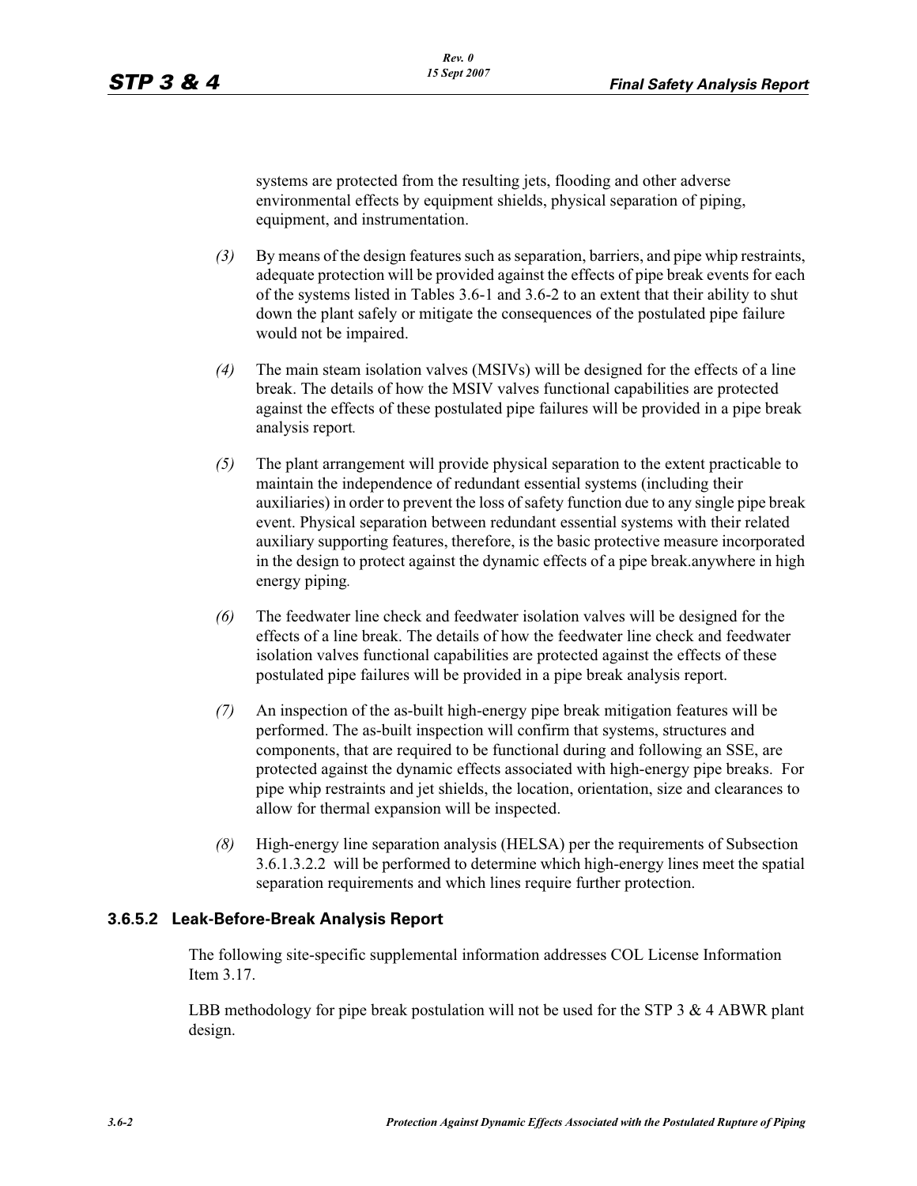systems are protected from the resulting jets, flooding and other adverse environmental effects by equipment shields, physical separation of piping, equipment, and instrumentation.

*(3)* By means of the design features such as separation, barriers, and pipe whip restraints, adequate protection will be provided against the effects of pipe break events for each of the systems listed in Tables 3.6-1 and 3.6-2 to an extent that their ability to shut down the plant safely or mitigate the consequences of the postulated pipe failure would not be impaired.

*(4)* The main steam isolation valves (MSIVs) will be designed for the effects of a line break. The details of how the MSIV valves functional capabilities are protected against the effects of these postulated pipe failures will be provided in a pipe break analysis report.

*(5)* The plant arrangement will provide physical separation to the extent practicable to maintain the independence of redundant essential systems (including their auxiliaries) in order to prevent the loss of safety function due to any single pipe break event. Physical separation between redundant essential systems with their related auxiliary supporting features, therefore, is the basic protective measure incorporated in the design to protect against the dynamic effects of a pipe break.anywhere in high energy piping.

*(6)* The feedwater line check and feedwater isolation valves will be designed for the effects of a line break. The details of how the feedwater line check and feedwater isolation valves functional capabilities are protected against the effects of these postulated pipe failures will be provided in a pipe break analysis report.

*(7)* An inspection of the as-built high-energy pipe break mitigation features will be performed. The as-built inspection will confirm that systems, structures and components, that are required to be functional during and following an SSE, are protected against the dynamic effects associated with high-energy pipe breaks. For pipe whip restraints and jet shields, the location, orientation, size and clearances to allow for thermal expansion will be inspected.

*(8)* High-energy line separation analysis (HELSA) per the requirements of Subsection 3.6.1.3.2.2 will be performed to determine which high-energy lines meet the spatial separation requirements and which lines require further protection.

### 3.6.5.2 Leak-Before-Break Analysis Report

The following site-specific supplemental information addresses COL License Information Item 3.17.

LBB methodology for pipe break postulation will not be used for the STP 3 & 4 ABWR plant design.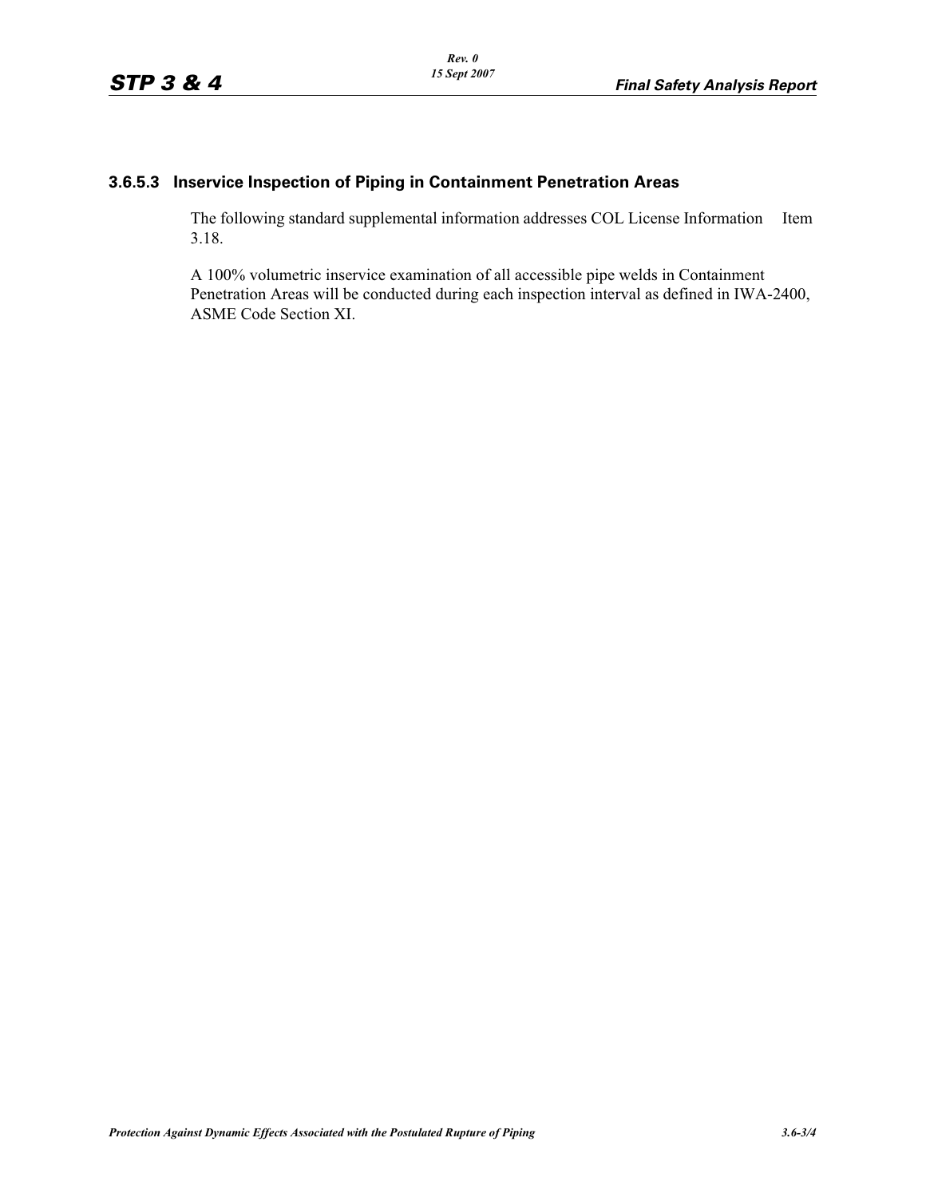### 3.6.5.3 Inservice Inspection of Piping in Containment Penetration Areas

The following standard supplemental information addresses COL License Information Item 3.18.

A 100% volumetric inservice examination of all accessible pipe welds in Containment Penetration Areas will be conducted during each inspection interval as defined in IWA-2400, ASME Code Section XI.